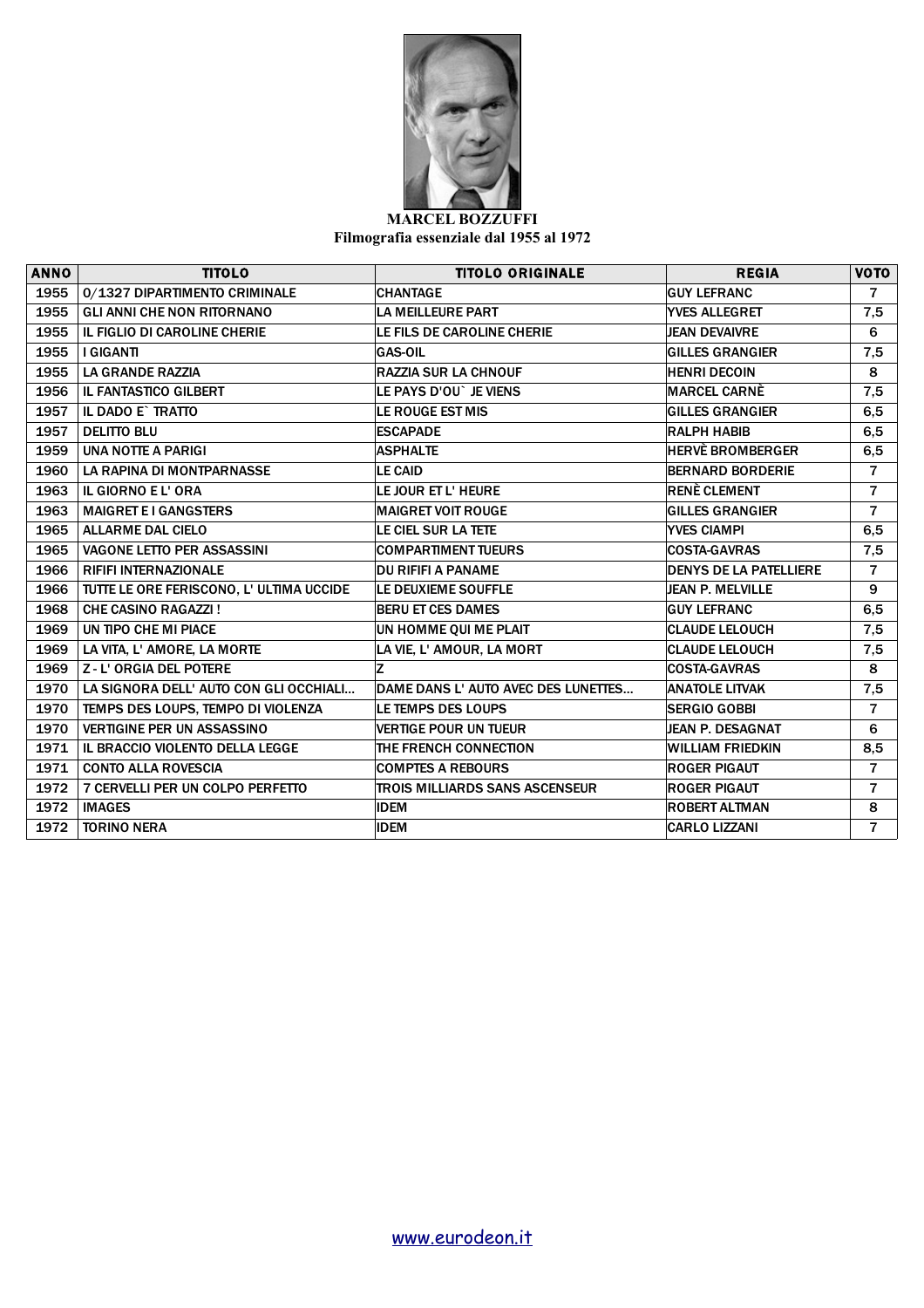**MARCEL BOZZUFFI**
**Filmografia essenziale dal 1955 al 1972**

| ANNO | TITOLO | TITOLO ORIGINALE | REGIA | VOTO |
|---|---|---|---|---|
| 1955 | 0/1327 DIPARTIMENTO CRIMINALE | CHANTAGE | GUY LEFRANC | 7 |
| 1955 | GLI ANNI CHE NON RITORNANO | LA MEILLEURE PART | YVES ALLEGRET | 7,5 |
| 1955 | IL FIGLIO DI CAROLINE CHERIE | LE FILS DE CAROLINE CHERIE | JEAN DEVAIVRE | 6 |
| 1955 | I GIGANTI | GAS-OIL | GILLES GRANGIER | 7,5 |
| 1955 | LA GRANDE RAZZIA | RAZZIA SUR LA CHNOUF | HENRI DECOIN | 8 |
| 1956 | IL FANTASTICO GILBERT | LE PAYS D'OU` JE VIENS | MARCEL CARNÈ | 7,5 |
| 1957 | IL DADO E` TRATTO | LE ROUGE EST MIS | GILLES GRANGIER | 6,5 |
| 1957 | DELITTO BLU | ESCAPADE | RALPH HABIB | 6,5 |
| 1959 | UNA NOTTE A PARIGI | ASPHALTE | HERVÈ BROMBERGER | 6,5 |
| 1960 | LA RAPINA DI MONTPARNASSE | LE CAID | BERNARD BORDERIE | 7 |
| 1963 | IL GIORNO E L' ORA | LE JOUR ET L' HEURE | RENÈ CLEMENT | 7 |
| 1963 | MAIGRET E I GANGSTERS | MAIGRET VOIT ROUGE | GILLES GRANGIER | 7 |
| 1965 | ALLARME DAL CIELO | LE CIEL SUR LA TETE | YVES CIAMPI | 6,5 |
| 1965 | VAGONE LETTO PER ASSASSINI | COMPARTIMENT TUEURS | COSTA-GAVRAS | 7,5 |
| 1966 | RIFIFI INTERNAZIONALE | DU RIFIFI A PANAME | DENYS DE LA PATELLIERE | 7 |
| 1966 | TUTTE LE ORE FERISCONO, L' ULTIMA UCCIDE | LE DEUXIEME SOUFFLE | JEAN P. MELVILLE | 9 |
| 1968 | CHE CASINO RAGAZZI ! | BERU ET CES DAMES | GUY LEFRANC | 6,5 |
| 1969 | UN TIPO CHE MI PIACE | UN HOMME QUI ME PLAIT | CLAUDE LELOUCH | 7,5 |
| 1969 | LA VITA, L' AMORE, LA MORTE | LA VIE, L' AMOUR, LA MORT | CLAUDE LELOUCH | 7,5 |
| 1969 | Z - L' ORGIA DEL POTERE | Z | COSTA-GAVRAS | 8 |
| 1970 | LA SIGNORA DELL' AUTO CON GLI OCCHIALI... | DAME DANS L' AUTO AVEC DES LUNETTES... | ANATOLE LITVAK | 7,5 |
| 1970 | TEMPS DES LOUPS, TEMPO DI VIOLENZA | LE TEMPS DES LOUPS | SERGIO GOBBI | 7 |
| 1970 | VERTIGINE PER UN ASSASSINO | VERTIGE POUR UN TUEUR | JEAN P. DESAGNAT | 6 |
| 1971 | IL BRACCIO VIOLENTO DELLA LEGGE | THE FRENCH CONNECTION | WILLIAM FRIEDKIN | 8,5 |
| 1971 | CONTO ALLA ROVESCIA | COMPTES A REBOURS | ROGER PIGAUT | 7 |
| 1972 | 7 CERVELLI PER UN COLPO PERFETTO | TROIS MILLIARDS SANS ASCENSEUR | ROGER PIGAUT | 7 |
| 1972 | IMAGES | IDEM | ROBERT ALTMAN | 8 |
| 1972 | TORINO NERA | IDEM | CARLO LIZZANI | 7 |

www.eurodeon.it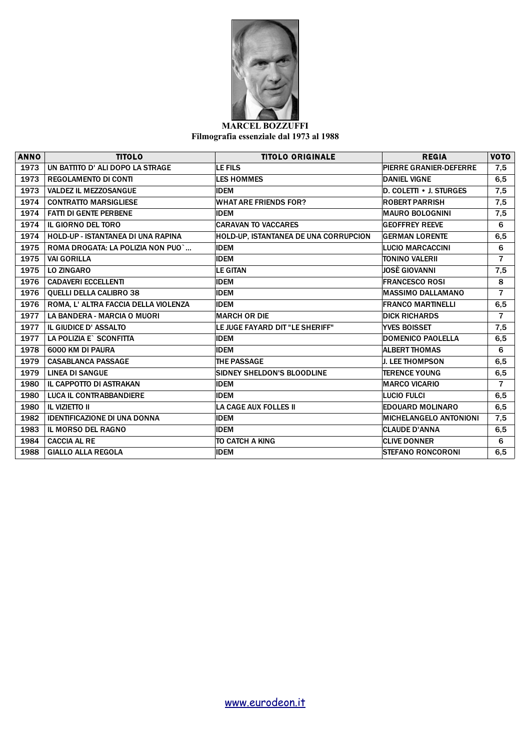**MARCEL BOZZUFFI**
**Filmografia essenziale dal 1973 al 1988**

| ANNO | TITOLO | TITOLO ORIGINALE | REGIA | VOTO |
|---|---|---|---|---|
| 1973 | UN BATTITO D' ALI DOPO LA STRAGE | LE FILS | PIERRE GRANIER-DEFERRE | 7,5 |
| 1973 | REGOLAMENTO DI CONTI | LES HOMMES | DANIEL VIGNE | 6,5 |
| 1973 | VALDEZ IL MEZZOSANGUE | IDEM | D. COLETTI • J. STURGES | 7,5 |
| 1974 | CONTRATTO MARSIGLIESE | WHAT ARE FRIENDS FOR? | ROBERT PARRISH | 7,5 |
| 1974 | FATTI DI GENTE PERBENE | IDEM | MAURO BOLOGNINI | 7,5 |
| 1974 | IL GIORNO DEL TORO | CARAVAN TO VACCARES | GEOFFREY REEVE | 6 |
| 1974 | HOLD-UP - ISTANTANEA DI UNA RAPINA | HOLD-UP, ISTANTANEA DE UNA CORRUPCION | GERMAN LORENTE | 6,5 |
| 1975 | ROMA DROGATA: LA POLIZIA NON PUO`... | IDEM | LUCIO MARCACCINI | 6 |
| 1975 | VAI GORILLA | IDEM | TONINO VALERII | 7 |
| 1975 | LO ZINGARO | LE GITAN | JOSÈ GIOVANNI | 7,5 |
| 1976 | CADAVERI ECCELLENTI | IDEM | FRANCESCO ROSI | 8 |
| 1976 | QUELLI DELLA CALIBRO 38 | IDEM | MASSIMO DALLAMANO | 7 |
| 1976 | ROMA, L' ALTRA FACCIA DELLA VIOLENZA | IDEM | FRANCO MARTINELLI | 6,5 |
| 1977 | LA BANDERA - MARCIA O MUORI | MARCH OR DIE | DICK RICHARDS | 7 |
| 1977 | IL GIUDICE D' ASSALTO | LE JUGE FAYARD DIT "LE SHERIFF" | YVES BOISSET | 7,5 |
| 1977 | LA POLIZIA E` SCONFITTA | IDEM | DOMENICO PAOLELLA | 6,5 |
| 1978 | 6000 KM DI PAURA | IDEM | ALBERT THOMAS | 6 |
| 1979 | CASABLANCA PASSAGE | THE PASSAGE | J. LEE THOMPSON | 6,5 |
| 1979 | LINEA DI SANGUE | SIDNEY SHELDON'S BLOODLINE | TERENCE YOUNG | 6,5 |
| 1980 | IL CAPPOTTO DI ASTRAKAN | IDEM | MARCO VICARIO | 7 |
| 1980 | LUCA IL CONTRABBANDIERE | IDEM | LUCIO FULCI | 6,5 |
| 1980 | IL VIZIETTO II | LA CAGE AUX FOLLES II | EDOUARD MOLINARO | 6,5 |
| 1982 | IDENTIFICAZIONE DI UNA DONNA | IDEM | MICHELANGELO ANTONIONI | 7,5 |
| 1983 | IL MORSO DEL RAGNO | IDEM | CLAUDE D'ANNA | 6,5 |
| 1984 | CACCIA AL RE | TO CATCH A KING | CLIVE DONNER | 6 |
| 1988 | GIALLO ALLA REGOLA | IDEM | STEFANO RONCORONI | 6,5 |

www.eurodeon.it